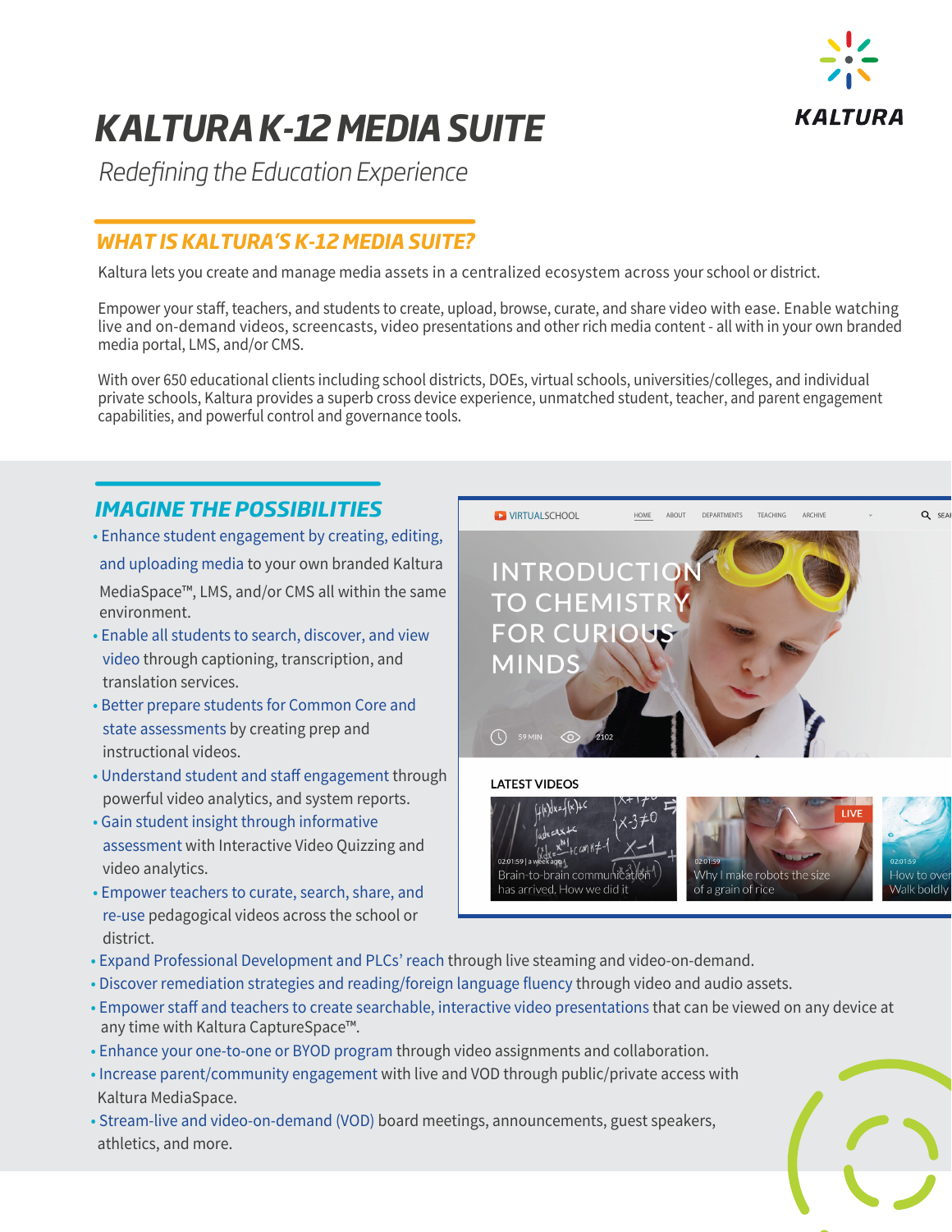# KALTURA K-12 MEDIA SUITE

*Redefining the Education Experience*

## WHAT IS KALTURA'S K-12 MEDIA SUITE?

Kaltura lets you create and manage media assets in a centralized ecosystem across your school or district.

Empower your staff, teachers, and students to create, upload, browse, curate, and share video with ease. Enable watching live and on-demand videos, screencasts, video presentations and other rich media content - all with in your own branded media portal, LMS, and/or CMS.

With over 650 educational clients including school districts, DOEs, virtual schools, universities/colleges, and individual private schools, Kaltura provides a superb cross device experience, unmatched student, teacher, and parent engagement capabilities, and powerful control and governance tools.

## IMAGINE THE POSSIBILITIES

- Enhance student engagement by creating, editing, and uploading media to your own branded Kaltura MediaSpace™, LMS, and/or CMS all within the same environment.
- Enable all students to search, discover, and view video through captioning, transcription, and translation services.
- Better prepare students for Common Core and state assessments by creating prep and instructional videos.
- Understand student and staff engagement through powerful video analytics, and system reports.
- Gain student insight through informative assessment with Interactive Video Quizzing and video analytics.
- Empower teachers to curate, search, share, and re-use pedagogical videos across the school or district.
- Expand Professional Development and PLCs' reach through live steaming and video-on-demand.
- Discover remediation strategies and reading/foreign language fluency through video and audio assets.
- Empower staff and teachers to create searchable, interactive video presentations that can be viewed on any device at any time with Kaltura CaptureSpace™.
- Enhance your one-to-one or BYOD program through video assignments and collaboration.
- Increase parent/community engagement with live and VOD through public/private access with Kaltura MediaSpace.
- Stream-live and video-on-demand (VOD) board meetings, announcements, guest speakers, athletics, and more.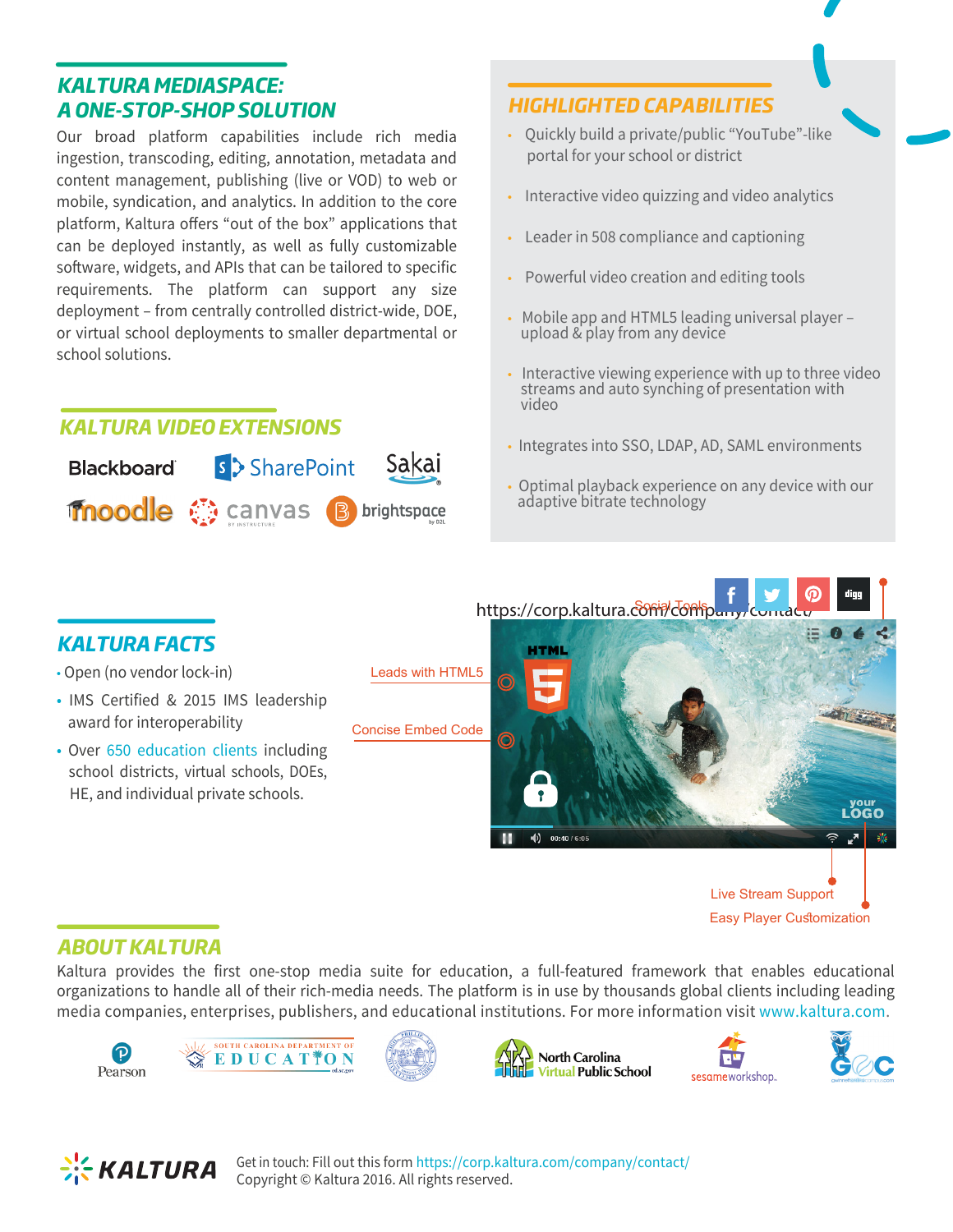## KALTURA MEDIASPACE: A ONE-STOP-SHOP SOLUTION

Our broad platform capabilities include rich media ingestion, transcoding, editing, annotation, metadata and content management, publishing (live or VOD) to web or mobile, syndication, and analytics. In addition to the core platform, Kaltura offers "out of the box" applications that can be deployed instantly, as well as fully customizable software, widgets, and APIs that can be tailored to specific requirements. The platform can support any size deployment – from centrally controlled district-wide, DOE, or virtual school deployments to smaller departmental or school solutions.

## KALTURA VIDEO EXTENSIONS

Blackboard · SharePoint · Sakai · moodle · canvas · brightspace

## HIGHLIGHTED CAPABILITIES

- Quickly build a private/public "YouTube"-like portal for your school or district
- Interactive video quizzing and video analytics
- Leader in 508 compliance and captioning
- Powerful video creation and editing tools
- Mobile app and HTML5 leading universal player – upload & play from any device
- Interactive viewing experience with up to three video streams and auto synching of presentation with video
- Integrates into SSO, LDAP, AD, SAML environments
- Optimal playback experience on any device with our adaptive bitrate technology

## KALTURA FACTS

- Open (no vendor lock-in)
- IMS Certified & 2015 IMS leadership award for interoperability
- Over 650 education clients including school districts, virtual schools, DOEs, HE, and individual private schools.

https://corp.kaltura.com/company/contact/

Social Tools

Leads with HTML5

Concise Embed Code

Live Stream Support

Easy Player Customization

## ABOUT KALTURA

Kaltura provides the first one-stop media suite for education, a full-featured framework that enables educational organizations to handle all of their rich-media needs. The platform is in use by thousands global clients including leading media companies, enterprises, publishers, and educational institutions. For more information visit www.kaltura.com.

Pearson · South Carolina Department of Education · North Carolina Virtual Public School · sesameworkshop

KALTURA

Get in touch: Fill out this form https://corp.kaltura.com/company/contact/
Copyright © Kaltura 2016. All rights reserved.